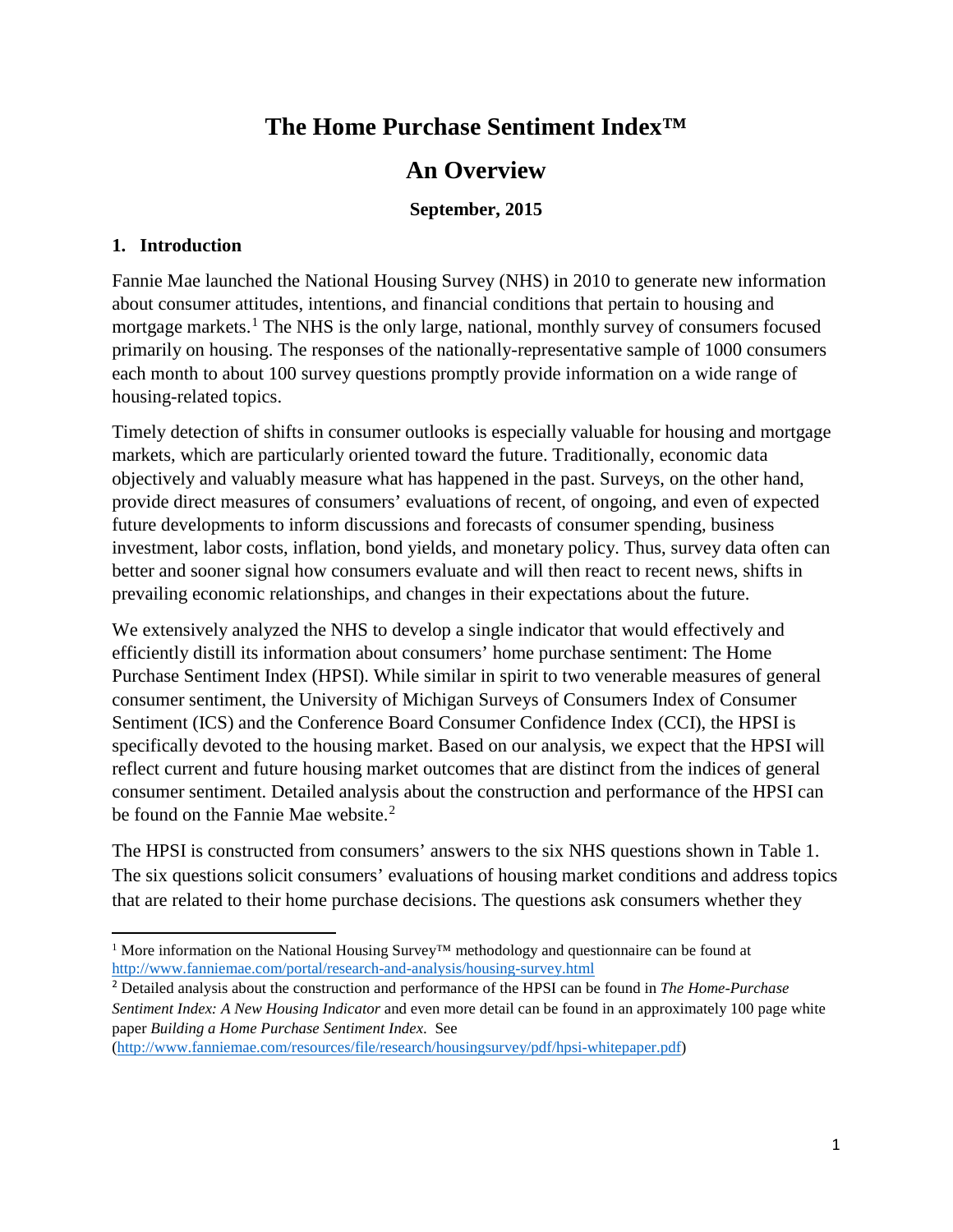# The Home Purchase Sentiment Index™

# An Overview

**September, 2015**

## 1. Introduction

Fannie Mae launched the National Housing Survey (NHS) in 2010 to generate new information about consumer attitudes, intentions, and financial conditions that pertain to housing and mortgage markets.[1] The NHS is the only large, national, monthly survey of consumers focused primarily on housing. The responses of the nationally-representative sample of 1000 consumers each month to about 100 survey questions promptly provide information on a wide range of housing-related topics.

Timely detection of shifts in consumer outlooks is especially valuable for housing and mortgage markets, which are particularly oriented toward the future. Traditionally, economic data objectively and valuably measure what has happened in the past. Surveys, on the other hand, provide direct measures of consumers' evaluations of recent, of ongoing, and even of expected future developments to inform discussions and forecasts of consumer spending, business investment, labor costs, inflation, bond yields, and monetary policy. Thus, survey data often can better and sooner signal how consumers evaluate and will then react to recent news, shifts in prevailing economic relationships, and changes in their expectations about the future.

We extensively analyzed the NHS to develop a single indicator that would effectively and efficiently distill its information about consumers' home purchase sentiment: The Home Purchase Sentiment Index (HPSI). While similar in spirit to two venerable measures of general consumer sentiment, the University of Michigan Surveys of Consumers Index of Consumer Sentiment (ICS) and the Conference Board Consumer Confidence Index (CCI), the HPSI is specifically devoted to the housing market. Based on our analysis, we expect that the HPSI will reflect current and future housing market outcomes that are distinct from the indices of general consumer sentiment. Detailed analysis about the construction and performance of the HPSI can be found on the Fannie Mae website.[2]

The HPSI is constructed from consumers' answers to the six NHS questions shown in Table 1. The six questions solicit consumers' evaluations of housing market conditions and address topics that are related to their home purchase decisions. The questions ask consumers whether they

---

[1] More information on the National Housing Survey™ methodology and questionnaire can be found at http://www.fanniemae.com/portal/research-and-analysis/housing-survey.html

[2] Detailed analysis about the construction and performance of the HPSI can be found in *The Home-Purchase Sentiment Index: A New Housing Indicator* and even more detail can be found in an approximately 100 page white paper *Building a Home Purchase Sentiment Index*. See (http://www.fanniemae.com/resources/file/research/housingsurvey/pdf/hpsi-whitepaper.pdf)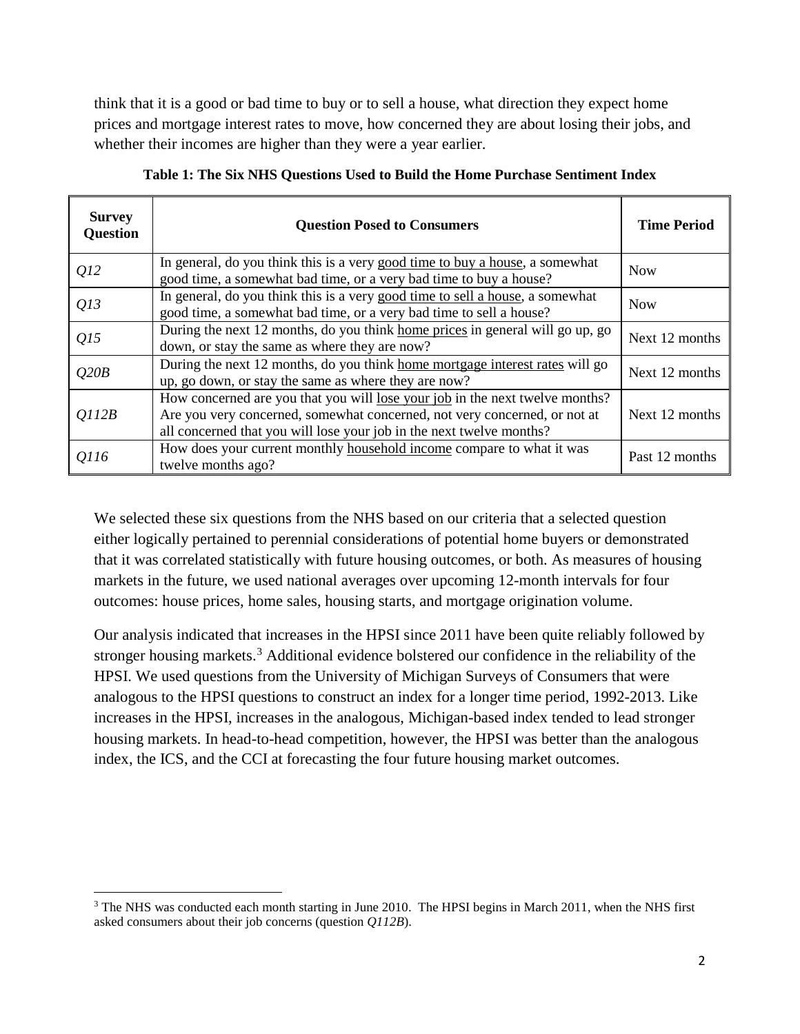think that it is a good or bad time to buy or to sell a house, what direction they expect home prices and mortgage interest rates to move, how concerned they are about losing their jobs, and whether their incomes are higher than they were a year earlier.

**Table 1: The Six NHS Questions Used to Build the Home Purchase Sentiment Index**

| Survey Question | Question Posed to Consumers | Time Period |
|---|---|---|
| *Q12* | In general, do you think this is a very good time to buy a house, a somewhat good time, a somewhat bad time, or a very bad time to buy a house? | Now |
| *Q13* | In general, do you think this is a very good time to sell a house, a somewhat good time, a somewhat bad time, or a very bad time to sell a house? | Now |
| *Q15* | During the next 12 months, do you think home prices in general will go up, go down, or stay the same as where they are now? | Next 12 months |
| *Q20B* | During the next 12 months, do you think home mortgage interest rates will go up, go down, or stay the same as where they are now? | Next 12 months |
| *Q112B* | How concerned are you that you will lose your job in the next twelve months? Are you very concerned, somewhat concerned, not very concerned, or not at all concerned that you will lose your job in the next twelve months? | Next 12 months |
| *Q116* | How does your current monthly household income compare to what it was twelve months ago? | Past 12 months |

We selected these six questions from the NHS based on our criteria that a selected question either logically pertained to perennial considerations of potential home buyers or demonstrated that it was correlated statistically with future housing outcomes, or both. As measures of housing markets in the future, we used national averages over upcoming 12-month intervals for four outcomes: house prices, home sales, housing starts, and mortgage origination volume.

Our analysis indicated that increases in the HPSI since 2011 have been quite reliably followed by stronger housing markets.[3] Additional evidence bolstered our confidence in the reliability of the HPSI. We used questions from the University of Michigan Surveys of Consumers that were analogous to the HPSI questions to construct an index for a longer time period, 1992-2013. Like increases in the HPSI, increases in the analogous, Michigan-based index tended to lead stronger housing markets. In head-to-head competition, however, the HPSI was better than the analogous index, the ICS, and the CCI at forecasting the four future housing market outcomes.

[3] The NHS was conducted each month starting in June 2010. The HPSI begins in March 2011, when the NHS first asked consumers about their job concerns (question *Q112B*).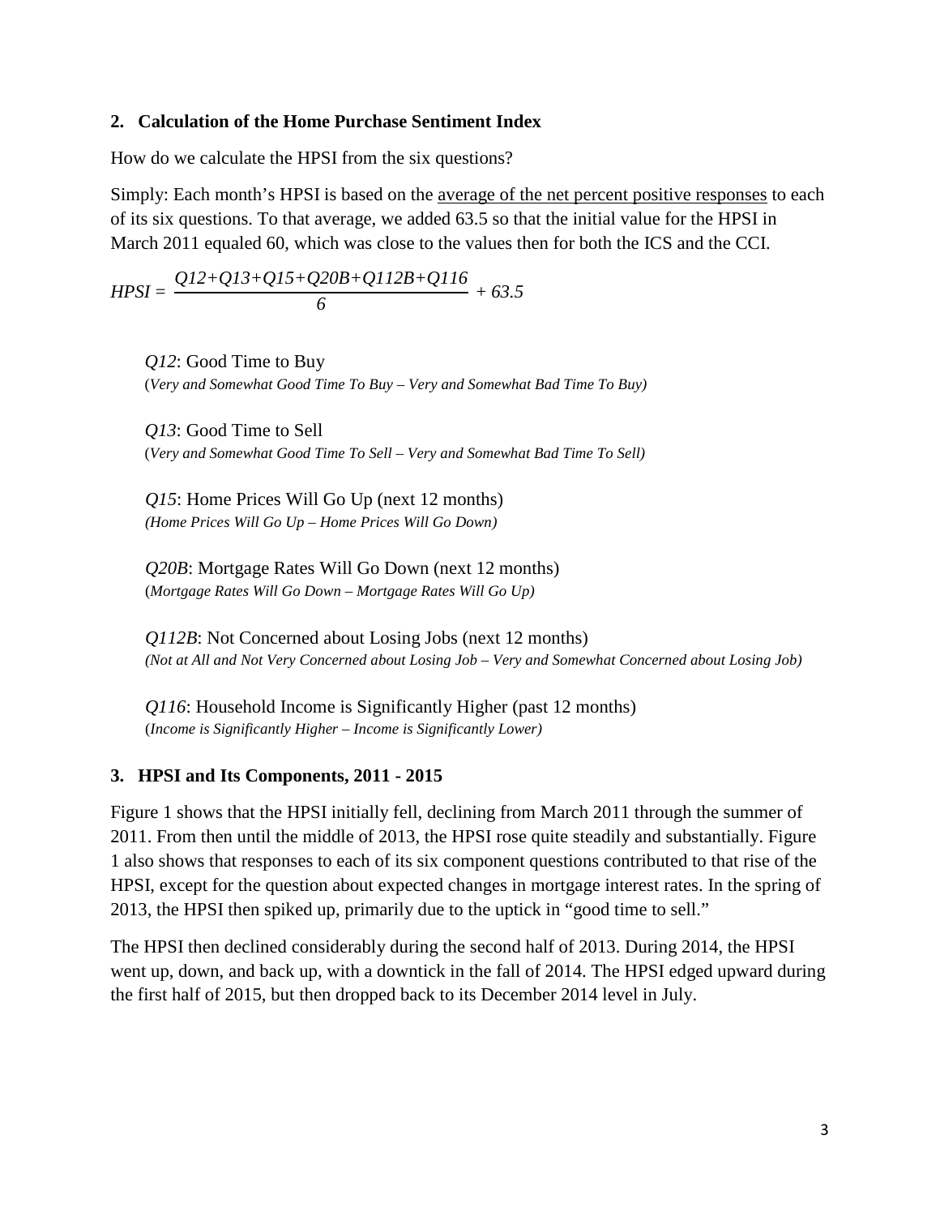## 2. Calculation of the Home Purchase Sentiment Index

How do we calculate the HPSI from the six questions?

Simply: Each month's HPSI is based on the average of the net percent positive responses to each of its six questions. To that average, we added 63.5 so that the initial value for the HPSI in March 2011 equaled 60, which was close to the values then for both the ICS and the CCI.

$$HPSI = \frac{Q12+Q13+Q15+Q20B+Q112B+Q116}{6} + 63.5$$

*Q12*: Good Time to Buy
(*Very and Somewhat Good Time To Buy – Very and Somewhat Bad Time To Buy)*

*Q13*: Good Time to Sell
(*Very and Somewhat Good Time To Sell – Very and Somewhat Bad Time To Sell)*

*Q15*: Home Prices Will Go Up (next 12 months)
*(Home Prices Will Go Up – Home Prices Will Go Down)*

*Q20B*: Mortgage Rates Will Go Down (next 12 months)
(*Mortgage Rates Will Go Down – Mortgage Rates Will Go Up)*

*Q112B*: Not Concerned about Losing Jobs (next 12 months)
*(Not at All and Not Very Concerned about Losing Job – Very and Somewhat Concerned about Losing Job)*

*Q116*: Household Income is Significantly Higher (past 12 months)
(*Income is Significantly Higher – Income is Significantly Lower)*

## 3. HPSI and Its Components, 2011 - 2015

Figure 1 shows that the HPSI initially fell, declining from March 2011 through the summer of 2011. From then until the middle of 2013, the HPSI rose quite steadily and substantially. Figure 1 also shows that responses to each of its six component questions contributed to that rise of the HPSI, except for the question about expected changes in mortgage interest rates. In the spring of 2013, the HPSI then spiked up, primarily due to the uptick in "good time to sell."

The HPSI then declined considerably during the second half of 2013. During 2014, the HPSI went up, down, and back up, with a downtick in the fall of 2014. The HPSI edged upward during the first half of 2015, but then dropped back to its December 2014 level in July.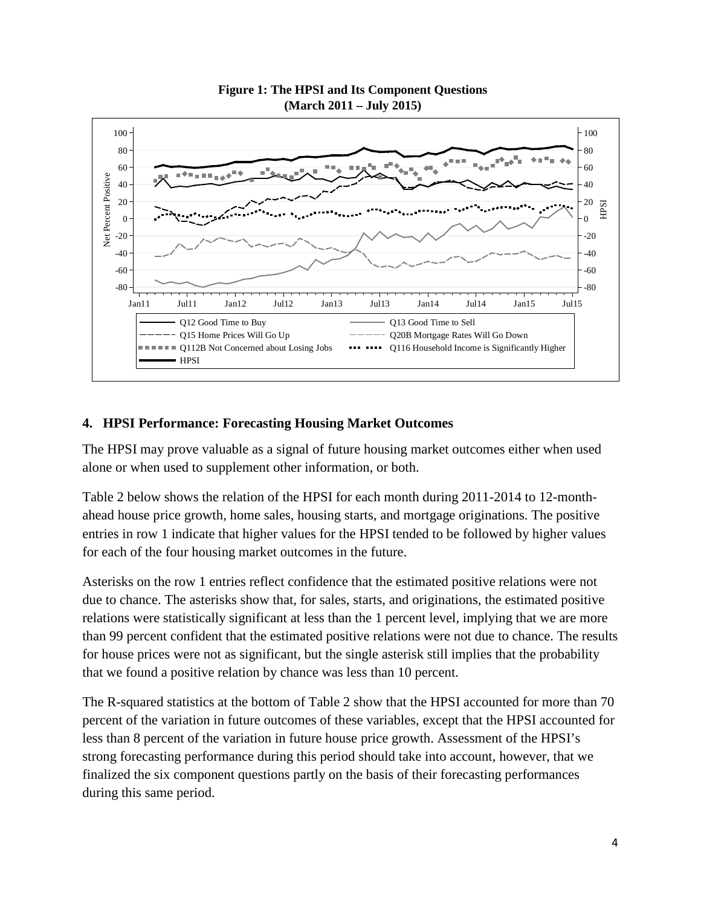**Figure 1: The HPSI and Its Component Questions (March 2011 – July 2015)**

## 4. HPSI Performance: Forecasting Housing Market Outcomes

The HPSI may prove valuable as a signal of future housing market outcomes either when used alone or when used to supplement other information, or both.

Table 2 below shows the relation of the HPSI for each month during 2011-2014 to 12-month-ahead house price growth, home sales, housing starts, and mortgage originations. The positive entries in row 1 indicate that higher values for the HPSI tended to be followed by higher values for each of the four housing market outcomes in the future.

Asterisks on the row 1 entries reflect confidence that the estimated positive relations were not due to chance. The asterisks show that, for sales, starts, and originations, the estimated positive relations were statistically significant at less than the 1 percent level, implying that we are more than 99 percent confident that the estimated positive relations were not due to chance. The results for house prices were not as significant, but the single asterisk still implies that the probability that we found a positive relation by chance was less than 10 percent.

The R-squared statistics at the bottom of Table 2 show that the HPSI accounted for more than 70 percent of the variation in future outcomes of these variables, except that the HPSI accounted for less than 8 percent of the variation in future house price growth. Assessment of the HPSI's strong forecasting performance during this period should take into account, however, that we finalized the six component questions partly on the basis of their forecasting performances during this same period.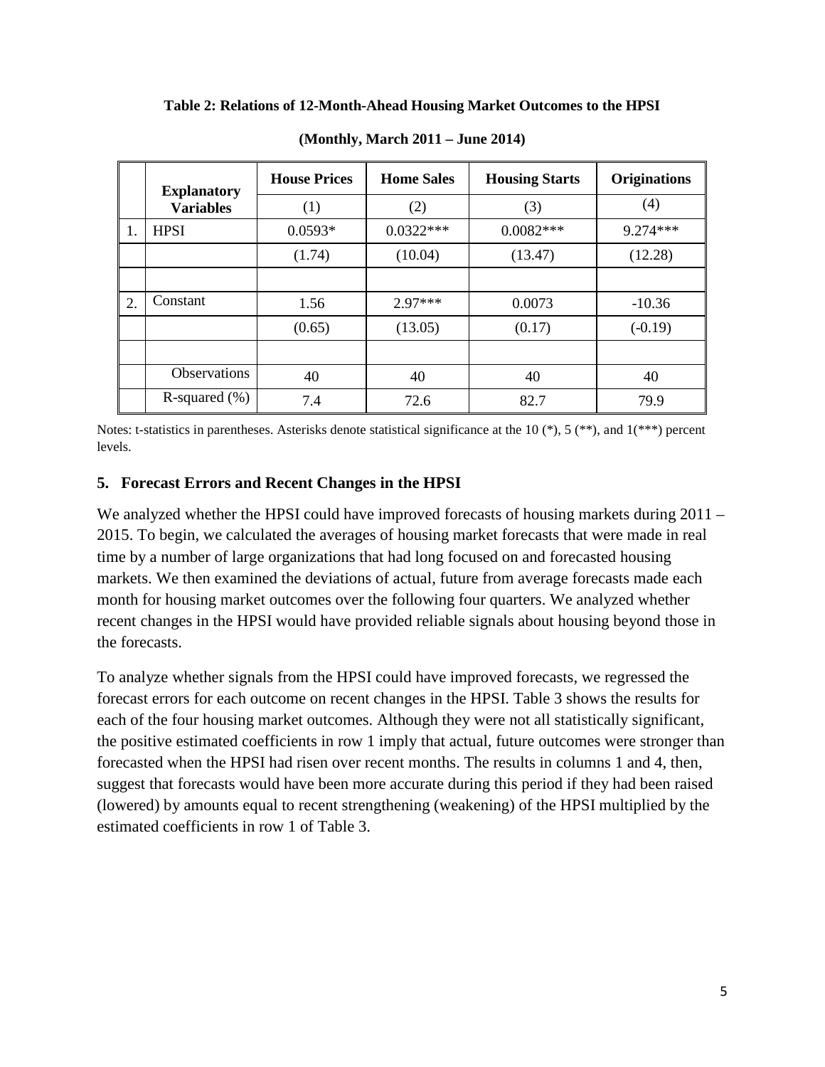**Table 2: Relations of 12-Month-Ahead Housing Market Outcomes to the HPSI**

**(Monthly, March 2011 – June 2014)**

| | Explanatory Variables | House Prices | Home Sales | Housing Starts | Originations |
|---|---|---|---|---|---|
| | | (1) | (2) | (3) | (4) |
| 1. | HPSI | 0.0593* | 0.0322*** | 0.0082*** | 9.274*** |
| | | (1.74) | (10.04) | (13.47) | (12.28) |
| | | | | | |
| 2. | Constant | 1.56 | 2.97*** | 0.0073 | -10.36 |
| | | (0.65) | (13.05) | (0.17) | (-0.19) |
| | | | | | |
| | Observations | 40 | 40 | 40 | 40 |
| | R-squared (%) | 7.4 | 72.6 | 82.7 | 79.9 |

Notes: t-statistics in parentheses. Asterisks denote statistical significance at the 10 (*), 5 (**), and 1(***) percent levels.

## 5. Forecast Errors and Recent Changes in the HPSI

We analyzed whether the HPSI could have improved forecasts of housing markets during 2011 – 2015. To begin, we calculated the averages of housing market forecasts that were made in real time by a number of large organizations that had long focused on and forecasted housing markets. We then examined the deviations of actual, future from average forecasts made each month for housing market outcomes over the following four quarters. We analyzed whether recent changes in the HPSI would have provided reliable signals about housing beyond those in the forecasts.

To analyze whether signals from the HPSI could have improved forecasts, we regressed the forecast errors for each outcome on recent changes in the HPSI. Table 3 shows the results for each of the four housing market outcomes. Although they were not all statistically significant, the positive estimated coefficients in row 1 imply that actual, future outcomes were stronger than forecasted when the HPSI had risen over recent months. The results in columns 1 and 4, then, suggest that forecasts would have been more accurate during this period if they had been raised (lowered) by amounts equal to recent strengthening (weakening) of the HPSI multiplied by the estimated coefficients in row 1 of Table 3.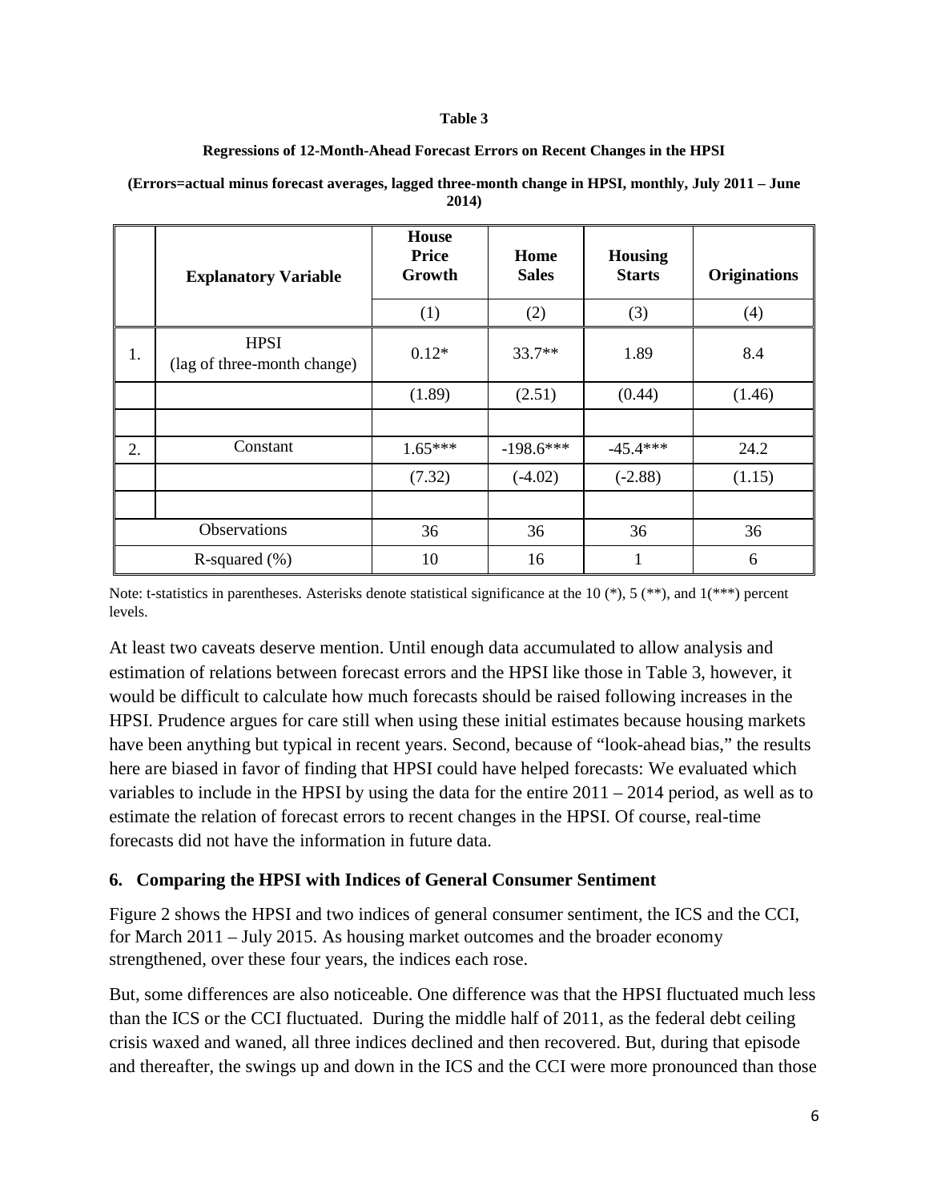**Table 3**

**Regressions of 12-Month-Ahead Forecast Errors on Recent Changes in the HPSI**

**(Errors=actual minus forecast averages, lagged three-month change in HPSI, monthly, July 2011 – June 2014)**

| | **Explanatory Variable** | **House Price Growth** | **Home Sales** | **Housing Starts** | **Originations** |
|---|---|---|---|---|---|
| | | (1) | (2) | (3) | (4) |
| 1. | HPSI (lag of three-month change) | 0.12* | 33.7** | 1.89 | 8.4 |
| | | (1.89) | (2.51) | (0.44) | (1.46) |
| | | | | | |
| 2. | Constant | 1.65*** | -198.6*** | -45.4*** | 24.2 |
| | | (7.32) | (-4.02) | (-2.88) | (1.15) |
| | | | | | |
| Observations | | 36 | 36 | 36 | 36 |
| R-squared (%) | | 10 | 16 | 1 | 6 |

Note: t-statistics in parentheses. Asterisks denote statistical significance at the 10 (*), 5 (**), and 1(***) percent levels.

At least two caveats deserve mention. Until enough data accumulated to allow analysis and estimation of relations between forecast errors and the HPSI like those in Table 3, however, it would be difficult to calculate how much forecasts should be raised following increases in the HPSI. Prudence argues for care still when using these initial estimates because housing markets have been anything but typical in recent years. Second, because of "look-ahead bias," the results here are biased in favor of finding that HPSI could have helped forecasts: We evaluated which variables to include in the HPSI by using the data for the entire 2011 – 2014 period, as well as to estimate the relation of forecast errors to recent changes in the HPSI. Of course, real-time forecasts did not have the information in future data.

## 6. Comparing the HPSI with Indices of General Consumer Sentiment

Figure 2 shows the HPSI and two indices of general consumer sentiment, the ICS and the CCI, for March 2011 – July 2015. As housing market outcomes and the broader economy strengthened, over these four years, the indices each rose.

But, some differences are also noticeable. One difference was that the HPSI fluctuated much less than the ICS or the CCI fluctuated. During the middle half of 2011, as the federal debt ceiling crisis waxed and waned, all three indices declined and then recovered. But, during that episode and thereafter, the swings up and down in the ICS and the CCI were more pronounced than those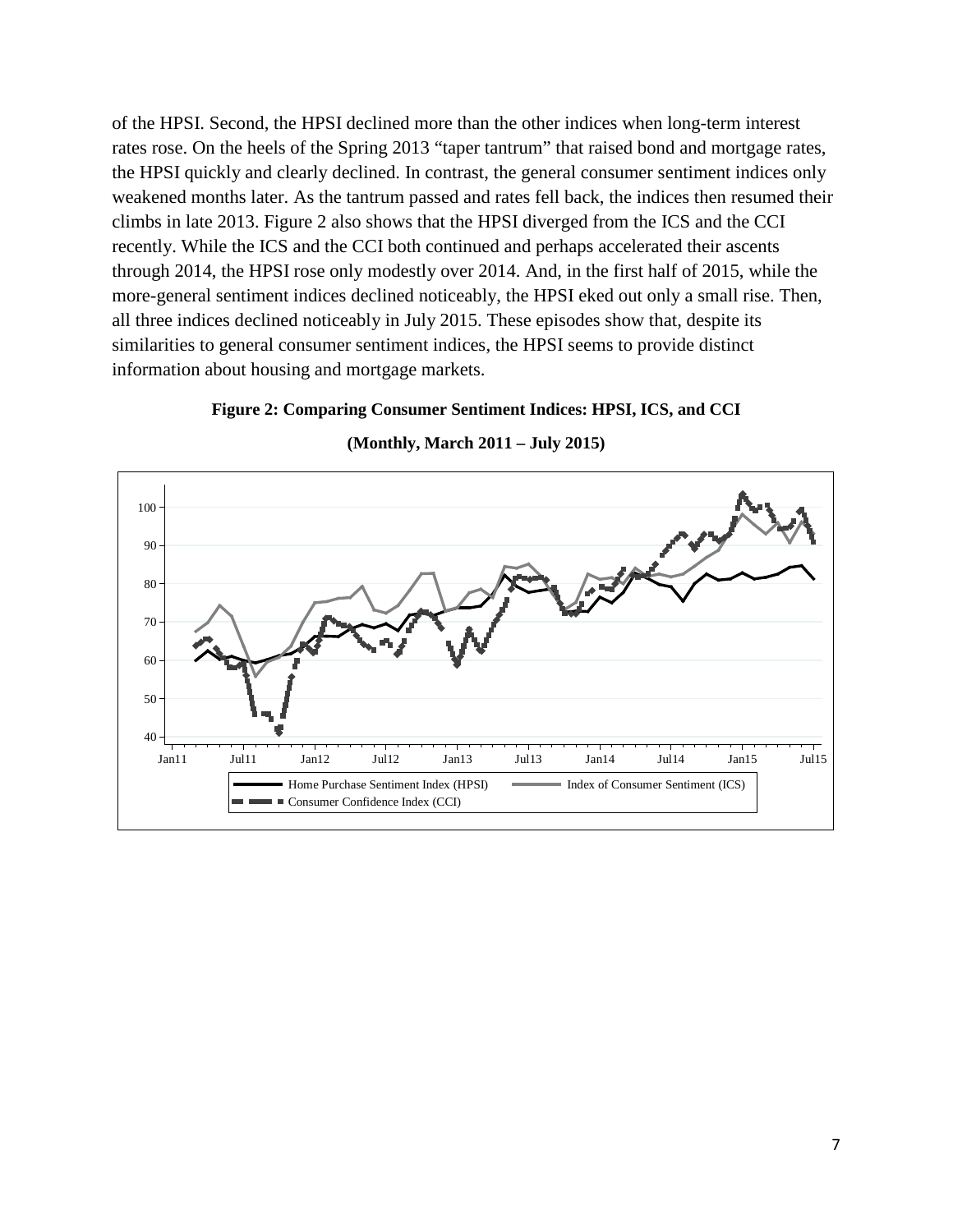of the HPSI. Second, the HPSI declined more than the other indices when long-term interest rates rose. On the heels of the Spring 2013 "taper tantrum" that raised bond and mortgage rates, the HPSI quickly and clearly declined. In contrast, the general consumer sentiment indices only weakened months later. As the tantrum passed and rates fell back, the indices then resumed their climbs in late 2013. Figure 2 also shows that the HPSI diverged from the ICS and the CCI recently. While the ICS and the CCI both continued and perhaps accelerated their ascents through 2014, the HPSI rose only modestly over 2014. And, in the first half of 2015, while the more-general sentiment indices declined noticeably, the HPSI eked out only a small rise. Then, all three indices declined noticeably in July 2015. These episodes show that, despite its similarities to general consumer sentiment indices, the HPSI seems to provide distinct information about housing and mortgage markets.

**Figure 2: Comparing Consumer Sentiment Indices: HPSI, ICS, and CCI**

**(Monthly, March 2011 – July 2015)**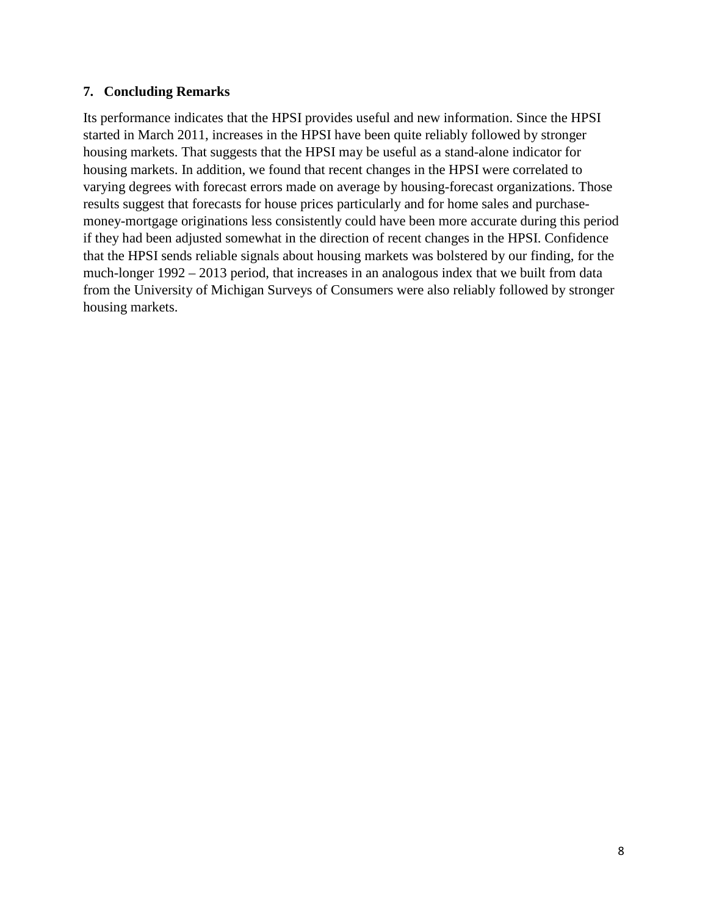## 7. Concluding Remarks

Its performance indicates that the HPSI provides useful and new information. Since the HPSI started in March 2011, increases in the HPSI have been quite reliably followed by stronger housing markets. That suggests that the HPSI may be useful as a stand-alone indicator for housing markets. In addition, we found that recent changes in the HPSI were correlated to varying degrees with forecast errors made on average by housing-forecast organizations. Those results suggest that forecasts for house prices particularly and for home sales and purchase-money-mortgage originations less consistently could have been more accurate during this period if they had been adjusted somewhat in the direction of recent changes in the HPSI. Confidence that the HPSI sends reliable signals about housing markets was bolstered by our finding, for the much-longer 1992 – 2013 period, that increases in an analogous index that we built from data from the University of Michigan Surveys of Consumers were also reliably followed by stronger housing markets.